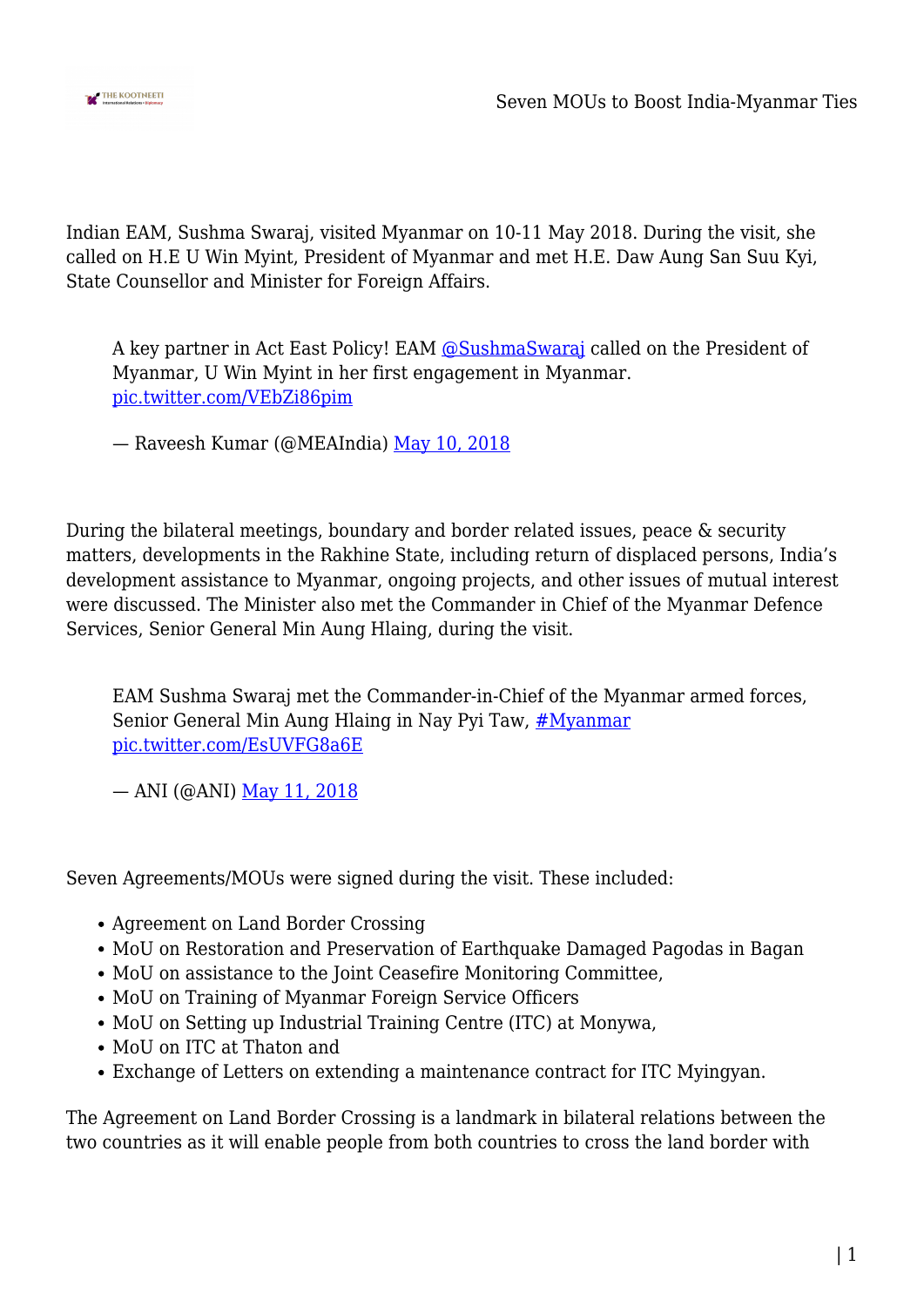Indian EAM, Sushma Swaraj, visited Myanmar on 10-11 May 2018. During the visit, she called on H.E U Win Myint, President of Myanmar and met H.E. Daw Aung San Suu Kyi, State Counsellor and Minister for Foreign Affairs.

> A key partner in Act East Policy! EAM @SushmaSwaraj called on the President of Myanmar, U Win Myint in her first engagement in Myanmar. pic.twitter.com/VEbZi86pim
>
> — Raveesh Kumar (@MEAIndia) May 10, 2018

During the bilateral meetings, boundary and border related issues, peace & security matters, developments in the Rakhine State, including return of displaced persons, India's development assistance to Myanmar, ongoing projects, and other issues of mutual interest were discussed. The Minister also met the Commander in Chief of the Myanmar Defence Services, Senior General Min Aung Hlaing, during the visit.

> EAM Sushma Swaraj met the Commander-in-Chief of the Myanmar armed forces, Senior General Min Aung Hlaing in Nay Pyi Taw, #Myanmar pic.twitter.com/EsUVFG8a6E
>
> — ANI (@ANI) May 11, 2018

Seven Agreements/MOUs were signed during the visit. These included:

- Agreement on Land Border Crossing
- MoU on Restoration and Preservation of Earthquake Damaged Pagodas in Bagan
- MoU on assistance to the Joint Ceasefire Monitoring Committee,
- MoU on Training of Myanmar Foreign Service Officers
- MoU on Setting up Industrial Training Centre (ITC) at Monywa,
- MoU on ITC at Thaton and
- Exchange of Letters on extending a maintenance contract for ITC Myingyan.

The Agreement on Land Border Crossing is a landmark in bilateral relations between the two countries as it will enable people from both countries to cross the land border with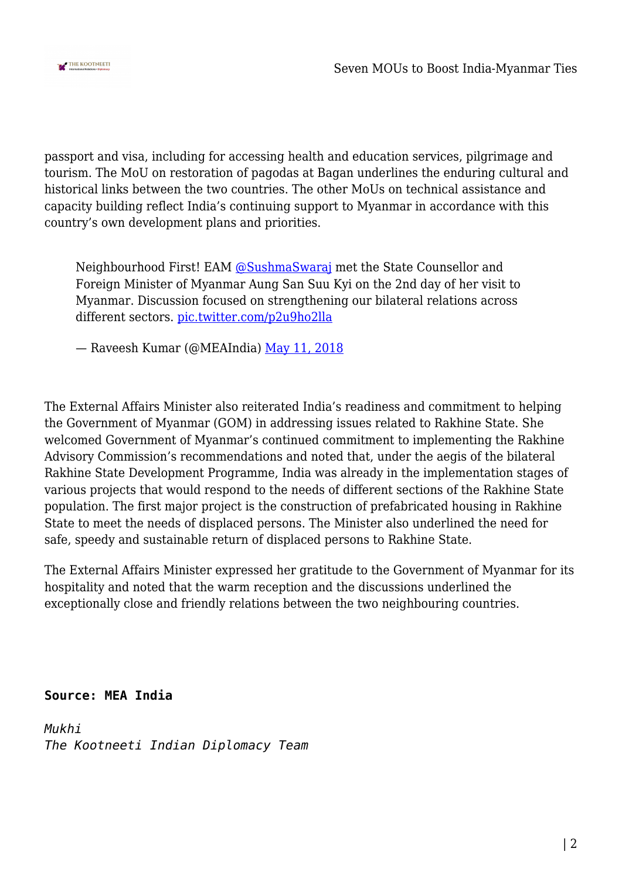passport and visa, including for accessing health and education services, pilgrimage and tourism. The MoU on restoration of pagodas at Bagan underlines the enduring cultural and historical links between the two countries. The other MoUs on technical assistance and capacity building reflect India's continuing support to Myanmar in accordance with this country's own development plans and priorities.

> Neighbourhood First! EAM [@SushmaSwaraj](https://twitter.com/SushmaSwaraj) met the State Counsellor and Foreign Minister of Myanmar Aung San Suu Kyi on the 2nd day of her visit to Myanmar. Discussion focused on strengthening our bilateral relations across different sectors. [pic.twitter.com/p2u9ho2lla](https://pic.twitter.com/p2u9ho2lla)
>
> — Raveesh Kumar (@MEAIndia) May 11, 2018

The External Affairs Minister also reiterated India's readiness and commitment to helping the Government of Myanmar (GOM) in addressing issues related to Rakhine State. She welcomed Government of Myanmar's continued commitment to implementing the Rakhine Advisory Commission's recommendations and noted that, under the aegis of the bilateral Rakhine State Development Programme, India was already in the implementation stages of various projects that would respond to the needs of different sections of the Rakhine State population. The first major project is the construction of prefabricated housing in Rakhine State to meet the needs of displaced persons. The Minister also underlined the need for safe, speedy and sustainable return of displaced persons to Rakhine State.

The External Affairs Minister expressed her gratitude to the Government of Myanmar for its hospitality and noted that the warm reception and the discussions underlined the exceptionally close and friendly relations between the two neighbouring countries.

**Source: MEA India**

*Mukhi*
*The Kootneeti Indian Diplomacy Team*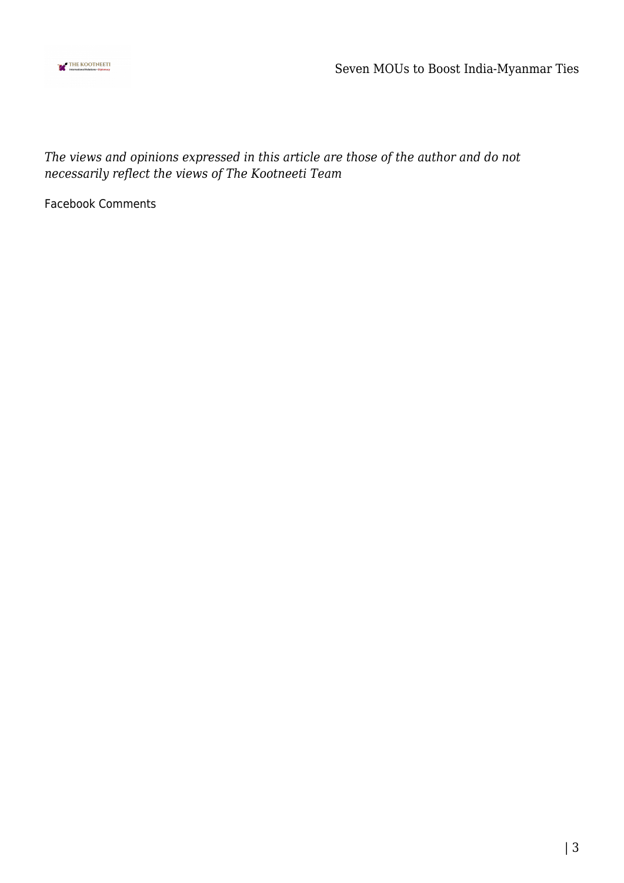*The views and opinions expressed in this article are those of the author and do not necessarily reflect the views of The Kootneeti Team*

Facebook Comments